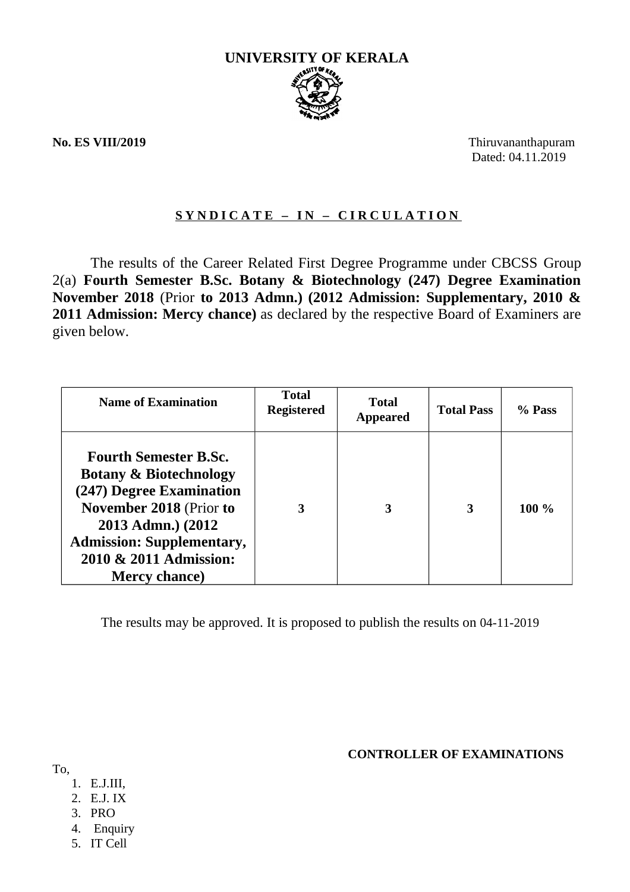# UNIVERSITY OF KERALA

**No. ES VIII/2019**

Thiruvananthapuram
Dated: 04.11.2019

**S Y N D I C A T E – I N – C I R C U L A T I O N**

The results of the Career Related First Degree Programme under CBCSS Group 2(a) **Fourth Semester B.Sc. Botany & Biotechnology (247) Degree Examination November 2018** (Prior **to 2013 Admn.) (2012 Admission: Supplementary, 2010 & 2011 Admission: Mercy chance)** as declared by the respective Board of Examiners are given below.

| Name of Examination | Total Registered | Total Appeared | Total Pass | % Pass |
|---|---|---|---|---|
| **Fourth Semester B.Sc. Botany & Biotechnology (247) Degree Examination November 2018** (Prior **to 2013 Admn.) (2012 Admission: Supplementary, 2010 & 2011 Admission: Mercy chance)** | **3** | **3** | **3** | **100 %** |

The results may be approved. It is proposed to publish the results on 04-11-2019

**CONTROLLER OF EXAMINATIONS**

To,

1. E.J.III,
2. E.J. IX
3. PRO
4. Enquiry
5. IT Cell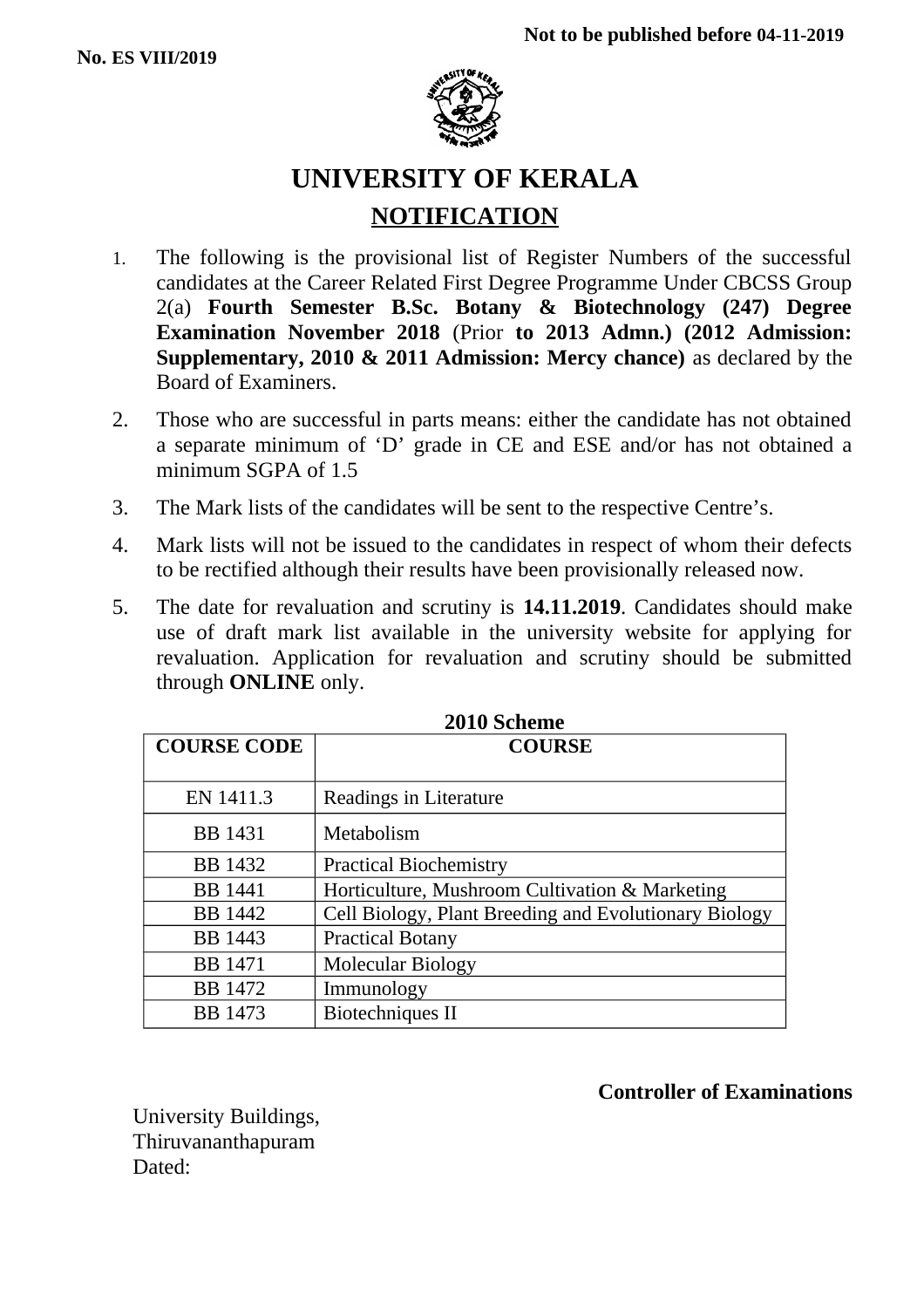**No. ES VIII/2019**

**Not to be published before 04-11-2019**

# UNIVERSITY OF KERALA

## NOTIFICATION

1. The following is the provisional list of Register Numbers of the successful candidates at the Career Related First Degree Programme Under CBCSS Group 2(a) **Fourth Semester B.Sc. Botany & Biotechnology (247) Degree Examination November 2018** (Prior **to 2013 Admn.) (2012 Admission: Supplementary, 2010 & 2011 Admission: Mercy chance)** as declared by the Board of Examiners.
2. Those who are successful in parts means: either the candidate has not obtained a separate minimum of 'D' grade in CE and ESE and/or has not obtained a minimum SGPA of 1.5
3. The Mark lists of the candidates will be sent to the respective Centre's.
4. Mark lists will not be issued to the candidates in respect of whom their defects to be rectified although their results have been provisionally released now.
5. The date for revaluation and scrutiny is **14.11.2019**. Candidates should make use of draft mark list available in the university website for applying for revaluation. Application for revaluation and scrutiny should be submitted through **ONLINE** only.

**2010 Scheme**

| COURSE CODE | COURSE |
|---|---|
| EN 1411.3 | Readings in Literature |
| BB 1431 | Metabolism |
| BB 1432 | Practical Biochemistry |
| BB 1441 | Horticulture, Mushroom Cultivation & Marketing |
| BB 1442 | Cell Biology, Plant Breeding and Evolutionary Biology |
| BB 1443 | Practical Botany |
| BB 1471 | Molecular Biology |
| BB 1472 | Immunology |
| BB 1473 | Biotechniques II |

**Controller of Examinations**

University Buildings,
Thiruvananthapuram
Dated: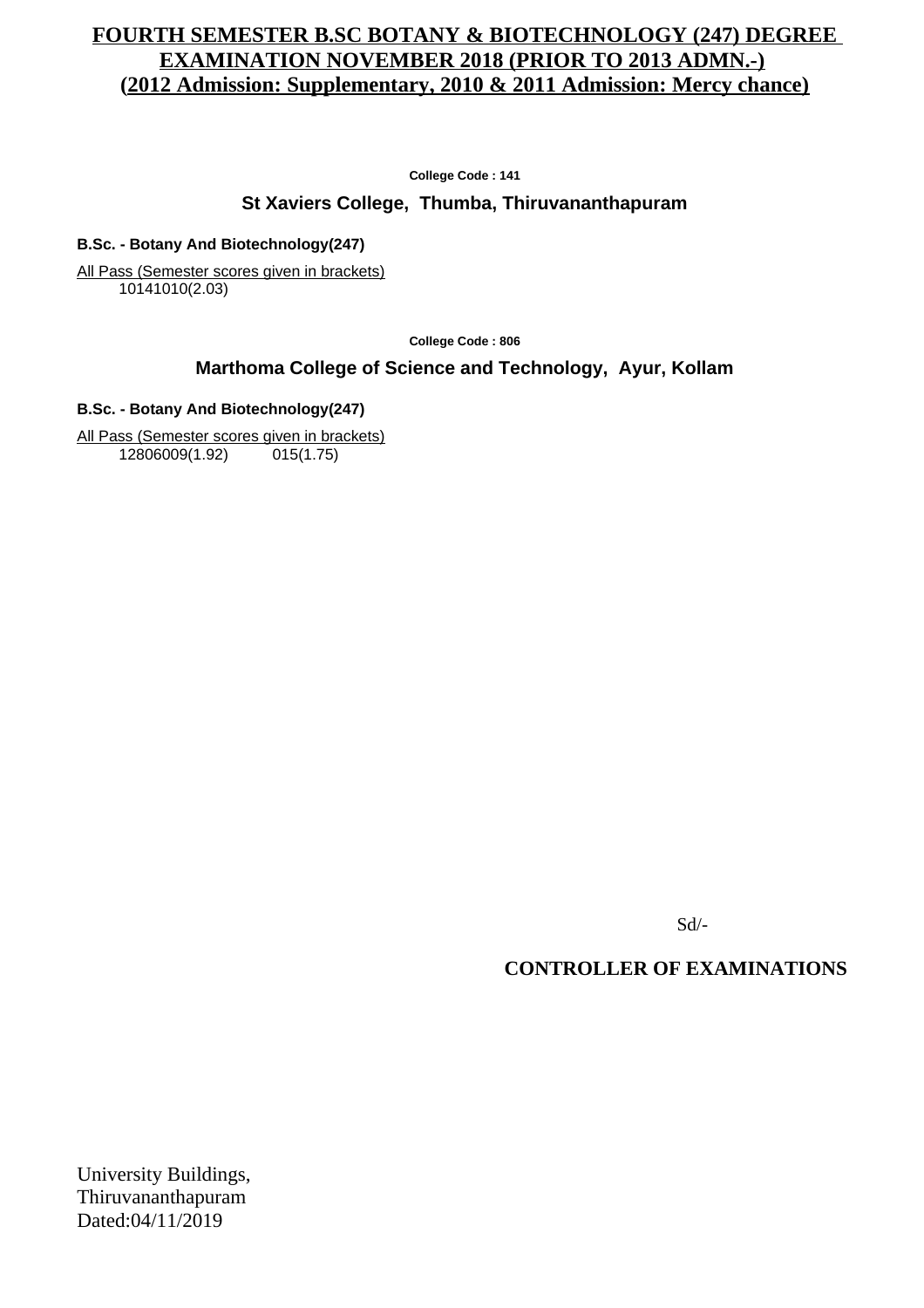# FOURTH SEMESTER B.SC BOTANY & BIOTECHNOLOGY (247) DEGREE EXAMINATION NOVEMBER 2018 (PRIOR TO 2013 ADMN.-) (2012 Admission: Supplementary, 2010 & 2011 Admission: Mercy chance)

**College Code : 141**

## St Xaviers College, Thumba, Thiruvananthapuram

**B.Sc. - Botany And Biotechnology(247)**

All Pass (Semester scores given in brackets)

10141010(2.03)

**College Code : 806**

## Marthoma College of Science and Technology, Ayur, Kollam

**B.Sc. - Botany And Biotechnology(247)**

All Pass (Semester scores given in brackets)

12806009(1.92) 015(1.75)

Sd/-

**CONTROLLER OF EXAMINATIONS**

University Buildings,
Thiruvananthapuram
Dated:04/11/2019